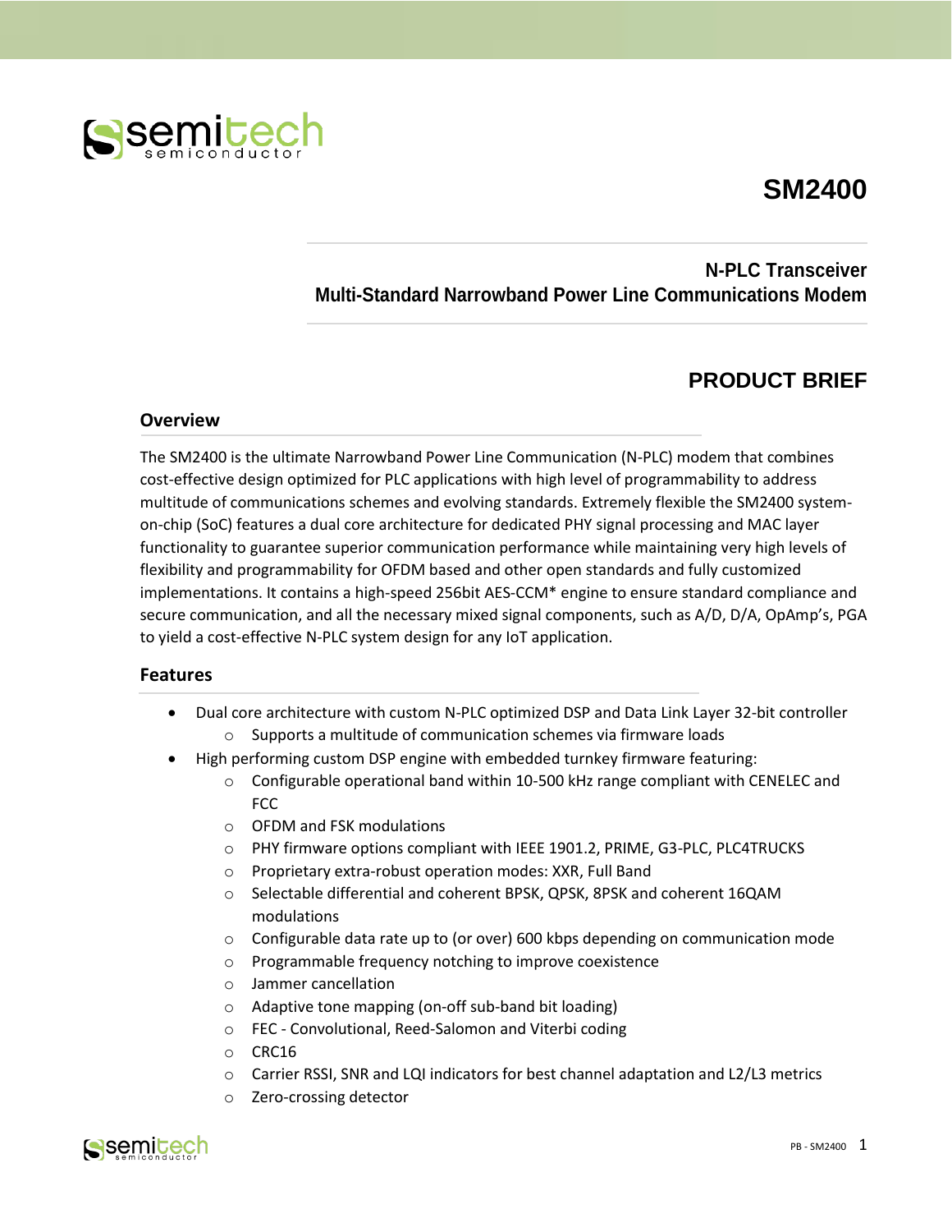# SM2400

## N-PLC Transceiver
## Multi-Standard Narrowband Power Line Communications Modem

## PRODUCT BRIEF

### Overview

The SM2400 is the ultimate Narrowband Power Line Communication (N-PLC) modem that combines cost-effective design optimized for PLC applications with high level of programmability to address multitude of communications schemes and evolving standards. Extremely flexible the SM2400 system-on-chip (SoC) features a dual core architecture for dedicated PHY signal processing and MAC layer functionality to guarantee superior communication performance while maintaining very high levels of flexibility and programmability for OFDM based and other open standards and fully customized implementations. It contains a high-speed 256bit AES-CCM* engine to ensure standard compliance and secure communication, and all the necessary mixed signal components, such as A/D, D/A, OpAmp's, PGA to yield a cost-effective N-PLC system design for any IoT application.

### Features

- Dual core architecture with custom N-PLC optimized DSP and Data Link Layer 32-bit controller
  - Supports a multitude of communication schemes via firmware loads
- High performing custom DSP engine with embedded turnkey firmware featuring:
  - Configurable operational band within 10-500 kHz range compliant with CENELEC and FCC
  - OFDM and FSK modulations
  - PHY firmware options compliant with IEEE 1901.2, PRIME, G3-PLC, PLC4TRUCKS
  - Proprietary extra-robust operation modes: XXR, Full Band
  - Selectable differential and coherent BPSK, QPSK, 8PSK and coherent 16QAM modulations
  - Configurable data rate up to (or over) 600 kbps depending on communication mode
  - Programmable frequency notching to improve coexistence
  - Jammer cancellation
  - Adaptive tone mapping (on-off sub-band bit loading)
  - FEC - Convolutional, Reed-Salomon and Viterbi coding
  - CRC16
  - Carrier RSSI, SNR and LQI indicators for best channel adaptation and L2/L3 metrics
  - Zero-crossing detector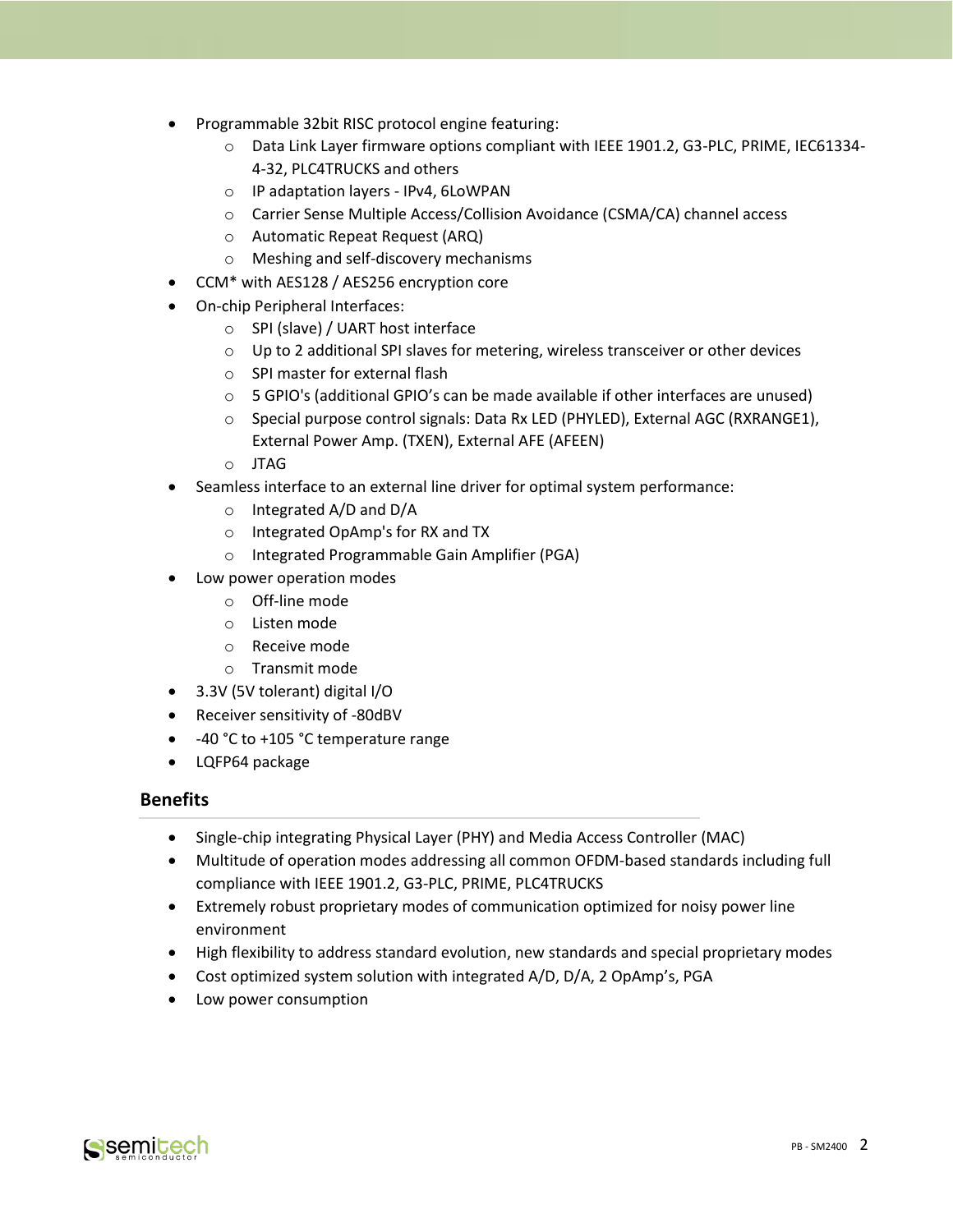- Programmable 32bit RISC protocol engine featuring:
  - Data Link Layer firmware options compliant with IEEE 1901.2, G3-PLC, PRIME, IEC61334-4-32, PLC4TRUCKS and others
  - IP adaptation layers - IPv4, 6LoWPAN
  - Carrier Sense Multiple Access/Collision Avoidance (CSMA/CA) channel access
  - Automatic Repeat Request (ARQ)
  - Meshing and self-discovery mechanisms
- CCM* with AES128 / AES256 encryption core
- On-chip Peripheral Interfaces:
  - SPI (slave) / UART host interface
  - Up to 2 additional SPI slaves for metering, wireless transceiver or other devices
  - SPI master for external flash
  - 5 GPIO's (additional GPIO's can be made available if other interfaces are unused)
  - Special purpose control signals: Data Rx LED (PHYLED), External AGC (RXRANGE1), External Power Amp. (TXEN), External AFE (AFEEN)
  - JTAG
- Seamless interface to an external line driver for optimal system performance:
  - Integrated A/D and D/A
  - Integrated OpAmp's for RX and TX
  - Integrated Programmable Gain Amplifier (PGA)
- Low power operation modes
  - Off-line mode
  - Listen mode
  - Receive mode
  - Transmit mode
- 3.3V (5V tolerant) digital I/O
- Receiver sensitivity of -80dBV
- -40 °C to +105 °C temperature range
- LQFP64 package

## Benefits

- Single-chip integrating Physical Layer (PHY) and Media Access Controller (MAC)
- Multitude of operation modes addressing all common OFDM-based standards including full compliance with IEEE 1901.2, G3-PLC, PRIME, PLC4TRUCKS
- Extremely robust proprietary modes of communication optimized for noisy power line environment
- High flexibility to address standard evolution, new standards and special proprietary modes
- Cost optimized system solution with integrated A/D, D/A, 2 OpAmp's, PGA
- Low power consumption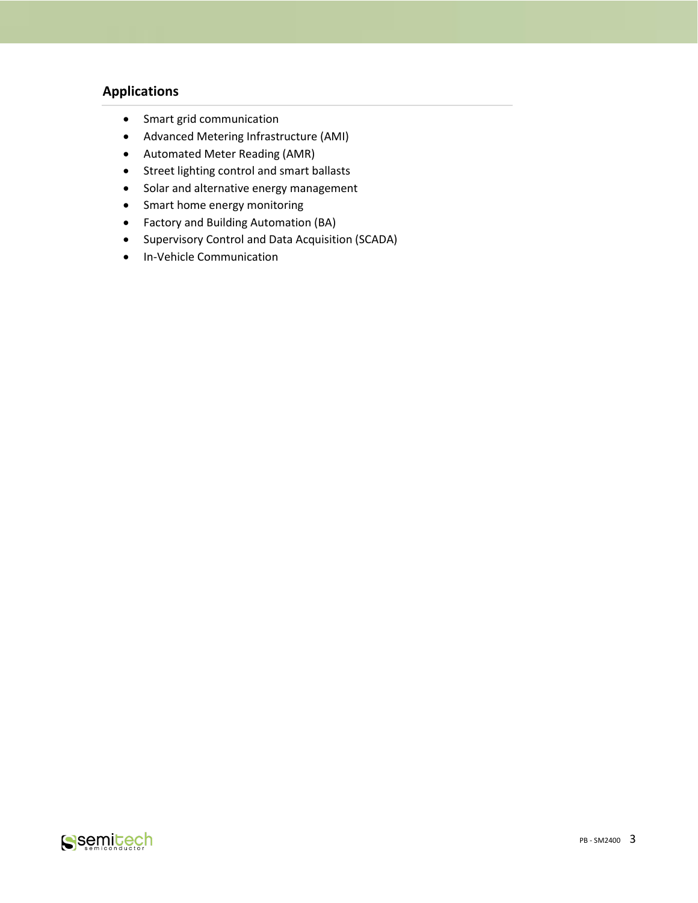## Applications

- Smart grid communication
- Advanced Metering Infrastructure (AMI)
- Automated Meter Reading (AMR)
- Street lighting control and smart ballasts
- Solar and alternative energy management
- Smart home energy monitoring
- Factory and Building Automation (BA)
- Supervisory Control and Data Acquisition (SCADA)
- In-Vehicle Communication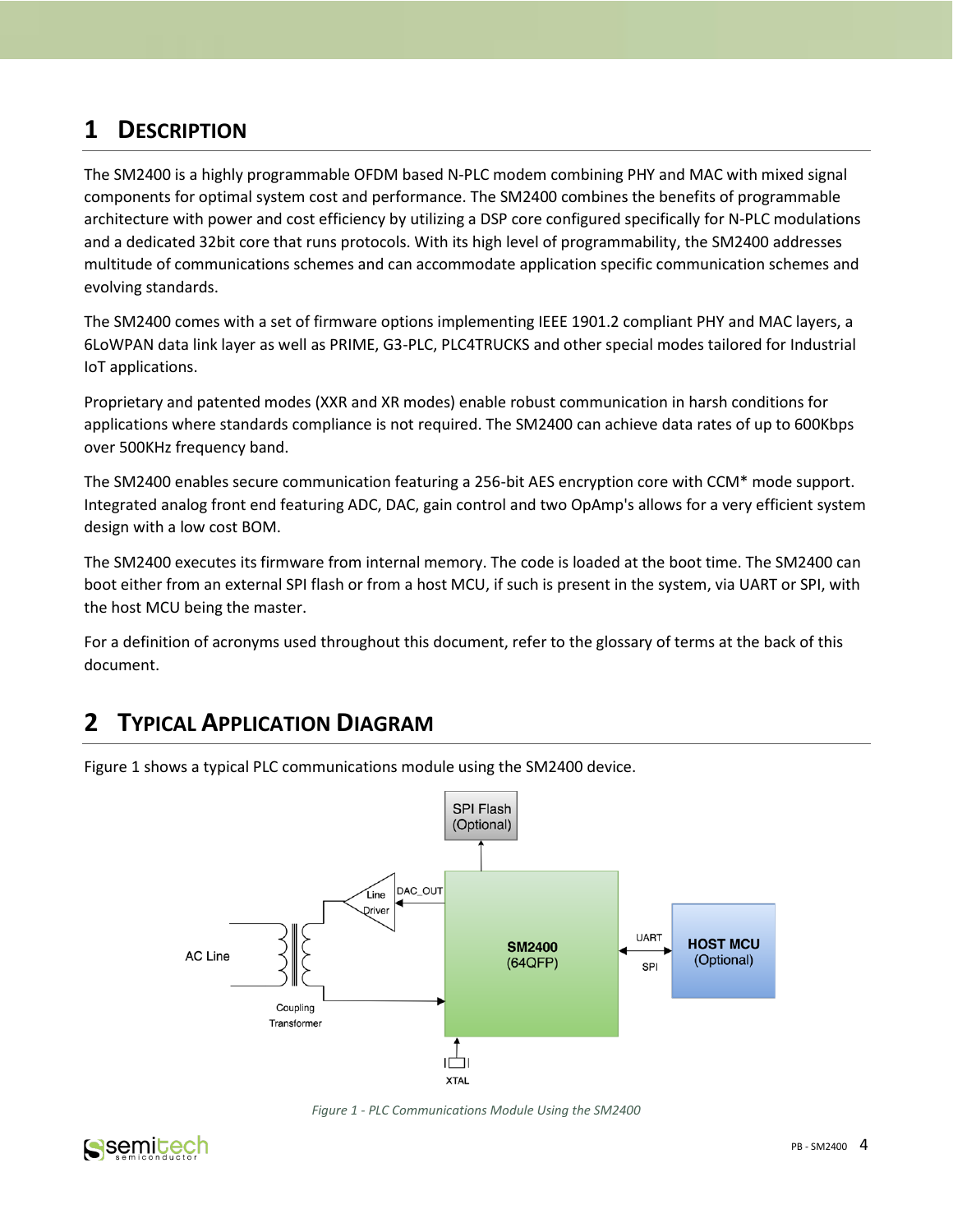# 1 DESCRIPTION

The SM2400 is a highly programmable OFDM based N-PLC modem combining PHY and MAC with mixed signal components for optimal system cost and performance. The SM2400 combines the benefits of programmable architecture with power and cost efficiency by utilizing a DSP core configured specifically for N-PLC modulations and a dedicated 32bit core that runs protocols. With its high level of programmability, the SM2400 addresses multitude of communications schemes and can accommodate application specific communication schemes and evolving standards.

The SM2400 comes with a set of firmware options implementing IEEE 1901.2 compliant PHY and MAC layers, a 6LoWPAN data link layer as well as PRIME, G3-PLC, PLC4TRUCKS and other special modes tailored for Industrial IoT applications.

Proprietary and patented modes (XXR and XR modes) enable robust communication in harsh conditions for applications where standards compliance is not required. The SM2400 can achieve data rates of up to 600Kbps over 500KHz frequency band.

The SM2400 enables secure communication featuring a 256-bit AES encryption core with CCM* mode support. Integrated analog front end featuring ADC, DAC, gain control and two OpAmp's allows for a very efficient system design with a low cost BOM.

The SM2400 executes its firmware from internal memory. The code is loaded at the boot time. The SM2400 can boot either from an external SPI flash or from a host MCU, if such is present in the system, via UART or SPI, with the host MCU being the master.

For a definition of acronyms used throughout this document, refer to the glossary of terms at the back of this document.

# 2 TYPICAL APPLICATION DIAGRAM

Figure 1 shows a typical PLC communications module using the SM2400 device.

SPI Flash (Optional)

Line Driver

DAC_OUT

AC Line

Coupling Transformer

SM2400 (64QFP)

UART

SPI

HOST MCU (Optional)

XTAL

*Figure 1 - PLC Communications Module Using the SM2400*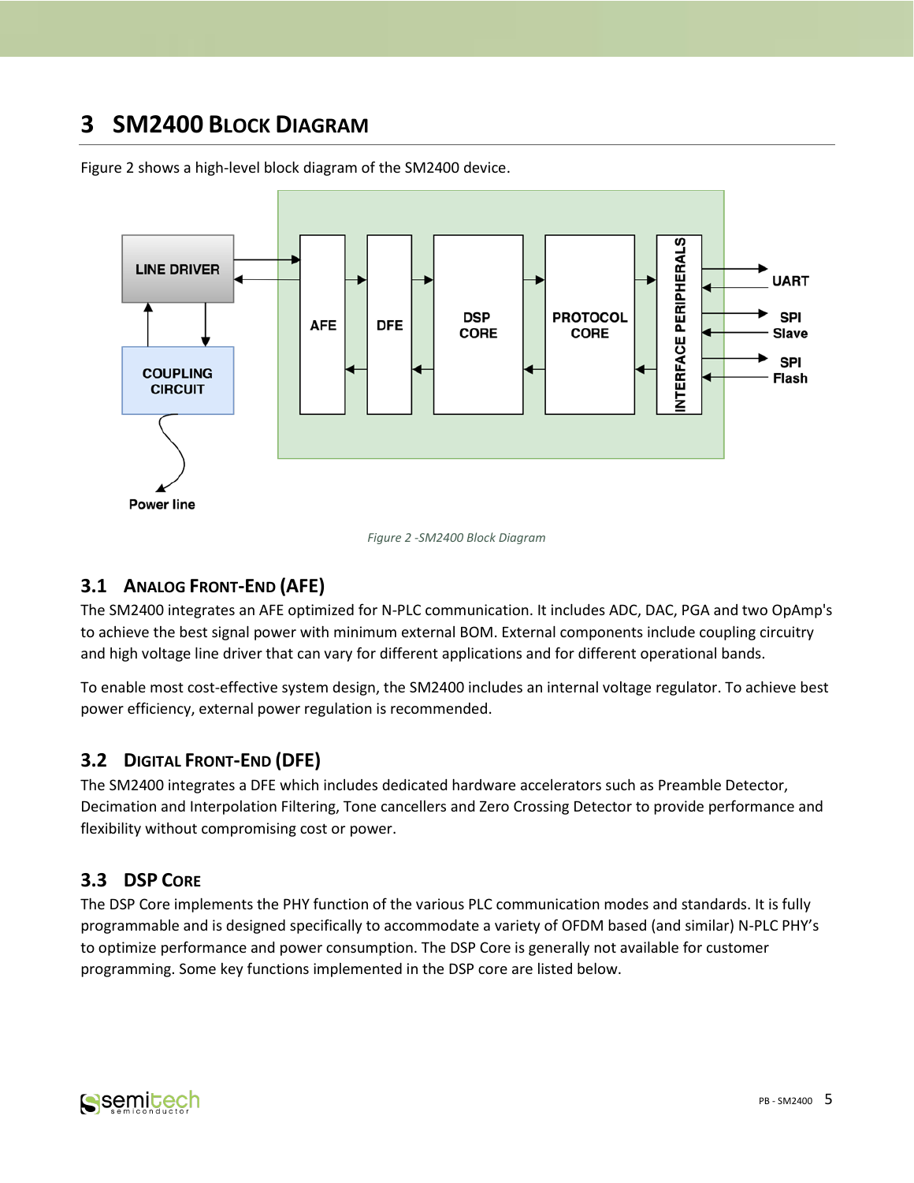# 3 SM2400 Block Diagram

Figure 2 shows a high-level block diagram of the SM2400 device.

LINE DRIVER

COUPLING CIRCUIT

Power line

AFE

DFE

DSP CORE

PROTOCOL CORE

INTERFACE PERIPHERALS

UART

SPI Slave

SPI Flash

*Figure 2 -SM2400 Block Diagram*

## 3.1 Analog Front-End (AFE)

The SM2400 integrates an AFE optimized for N-PLC communication. It includes ADC, DAC, PGA and two OpAmp's to achieve the best signal power with minimum external BOM. External components include coupling circuitry and high voltage line driver that can vary for different applications and for different operational bands.

To enable most cost-effective system design, the SM2400 includes an internal voltage regulator. To achieve best power efficiency, external power regulation is recommended.

## 3.2 Digital Front-End (DFE)

The SM2400 integrates a DFE which includes dedicated hardware accelerators such as Preamble Detector, Decimation and Interpolation Filtering, Tone cancellers and Zero Crossing Detector to provide performance and flexibility without compromising cost or power.

## 3.3 DSP Core

The DSP Core implements the PHY function of the various PLC communication modes and standards. It is fully programmable and is designed specifically to accommodate a variety of OFDM based (and similar) N-PLC PHY's to optimize performance and power consumption. The DSP Core is generally not available for customer programming. Some key functions implemented in the DSP core are listed below.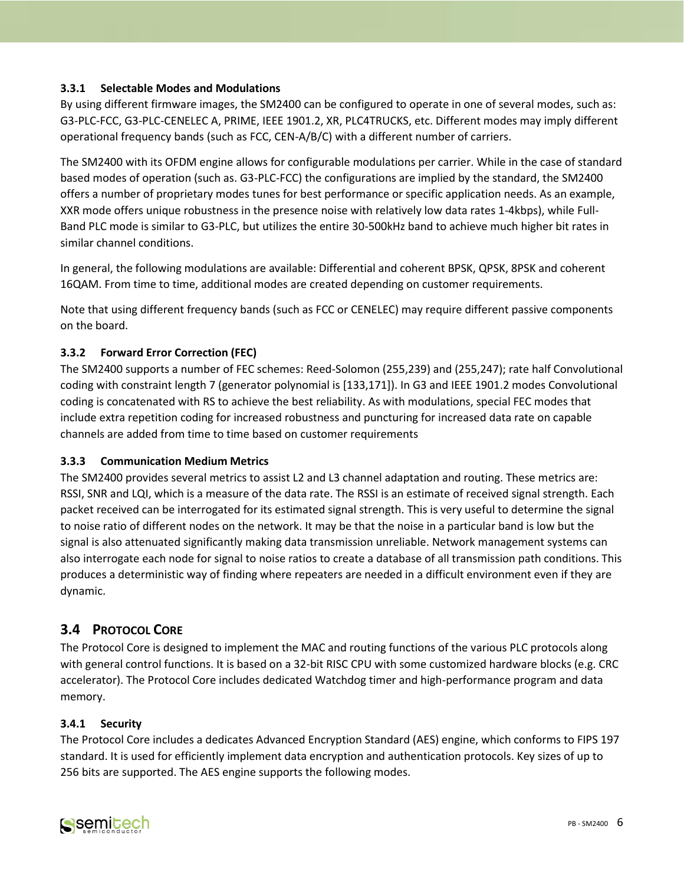### 3.3.1 Selectable Modes and Modulations

By using different firmware images, the SM2400 can be configured to operate in one of several modes, such as: G3-PLC-FCC, G3-PLC-CENELEC A, PRIME, IEEE 1901.2, XR, PLC4TRUCKS, etc. Different modes may imply different operational frequency bands (such as FCC, CEN-A/B/C) with a different number of carriers.

The SM2400 with its OFDM engine allows for configurable modulations per carrier. While in the case of standard based modes of operation (such as. G3-PLC-FCC) the configurations are implied by the standard, the SM2400 offers a number of proprietary modes tunes for best performance or specific application needs. As an example, XXR mode offers unique robustness in the presence noise with relatively low data rates 1-4kbps), while Full-Band PLC mode is similar to G3-PLC, but utilizes the entire 30-500kHz band to achieve much higher bit rates in similar channel conditions.

In general, the following modulations are available: Differential and coherent BPSK, QPSK, 8PSK and coherent 16QAM. From time to time, additional modes are created depending on customer requirements.

Note that using different frequency bands (such as FCC or CENELEC) may require different passive components on the board.

### 3.3.2 Forward Error Correction (FEC)

The SM2400 supports a number of FEC schemes: Reed-Solomon (255,239) and (255,247); rate half Convolutional coding with constraint length 7 (generator polynomial is [133,171]). In G3 and IEEE 1901.2 modes Convolutional coding is concatenated with RS to achieve the best reliability. As with modulations, special FEC modes that include extra repetition coding for increased robustness and puncturing for increased data rate on capable channels are added from time to time based on customer requirements

### 3.3.3 Communication Medium Metrics

The SM2400 provides several metrics to assist L2 and L3 channel adaptation and routing. These metrics are: RSSI, SNR and LQI, which is a measure of the data rate. The RSSI is an estimate of received signal strength. Each packet received can be interrogated for its estimated signal strength. This is very useful to determine the signal to noise ratio of different nodes on the network. It may be that the noise in a particular band is low but the signal is also attenuated significantly making data transmission unreliable. Network management systems can also interrogate each node for signal to noise ratios to create a database of all transmission path conditions. This produces a deterministic way of finding where repeaters are needed in a difficult environment even if they are dynamic.

## 3.4 Protocol Core

The Protocol Core is designed to implement the MAC and routing functions of the various PLC protocols along with general control functions. It is based on a 32-bit RISC CPU with some customized hardware blocks (e.g. CRC accelerator). The Protocol Core includes dedicated Watchdog timer and high-performance program and data memory.

### 3.4.1 Security

The Protocol Core includes a dedicates Advanced Encryption Standard (AES) engine, which conforms to FIPS 197 standard. It is used for efficiently implement data encryption and authentication protocols. Key sizes of up to 256 bits are supported. The AES engine supports the following modes.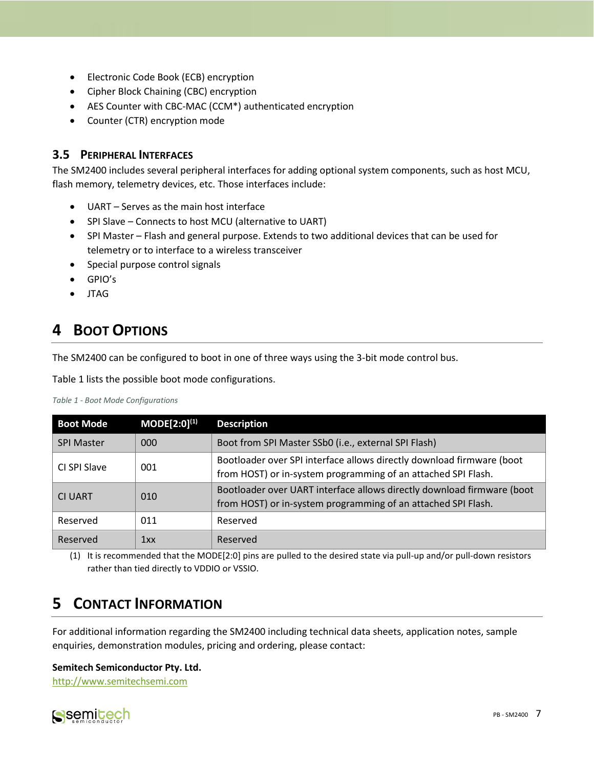- Electronic Code Book (ECB) encryption
- Cipher Block Chaining (CBC) encryption
- AES Counter with CBC-MAC (CCM*) authenticated encryption
- Counter (CTR) encryption mode

### 3.5 Peripheral Interfaces

The SM2400 includes several peripheral interfaces for adding optional system components, such as host MCU, flash memory, telemetry devices, etc. Those interfaces include:

- UART – Serves as the main host interface
- SPI Slave – Connects to host MCU (alternative to UART)
- SPI Master – Flash and general purpose. Extends to two additional devices that can be used for telemetry or to interface to a wireless transceiver
- Special purpose control signals
- GPIO's
- JTAG

## 4 Boot Options

The SM2400 can be configured to boot in one of three ways using the 3-bit mode control bus.

Table 1 lists the possible boot mode configurations.

*Table 1 - Boot Mode Configurations*

| Boot Mode | MODE[2:0][1] | Description |
|---|---|---|
| SPI Master | 000 | Boot from SPI Master SSb0 (i.e., external SPI Flash) |
| CI SPI Slave | 001 | Bootloader over SPI interface allows directly download firmware (boot from HOST) or in-system programming of an attached SPI Flash. |
| CI UART | 010 | Bootloader over UART interface allows directly download firmware (boot from HOST) or in-system programming of an attached SPI Flash. |
| Reserved | 011 | Reserved |
| Reserved | 1xx | Reserved |

(1) It is recommended that the MODE[2:0] pins are pulled to the desired state via pull-up and/or pull-down resistors rather than tied directly to VDDIO or VSSIO.

## 5 Contact Information

For additional information regarding the SM2400 including technical data sheets, application notes, sample enquiries, demonstration modules, pricing and ordering, please contact:

**Semitech Semiconductor Pty. Ltd.**
http://www.semitechsemi.com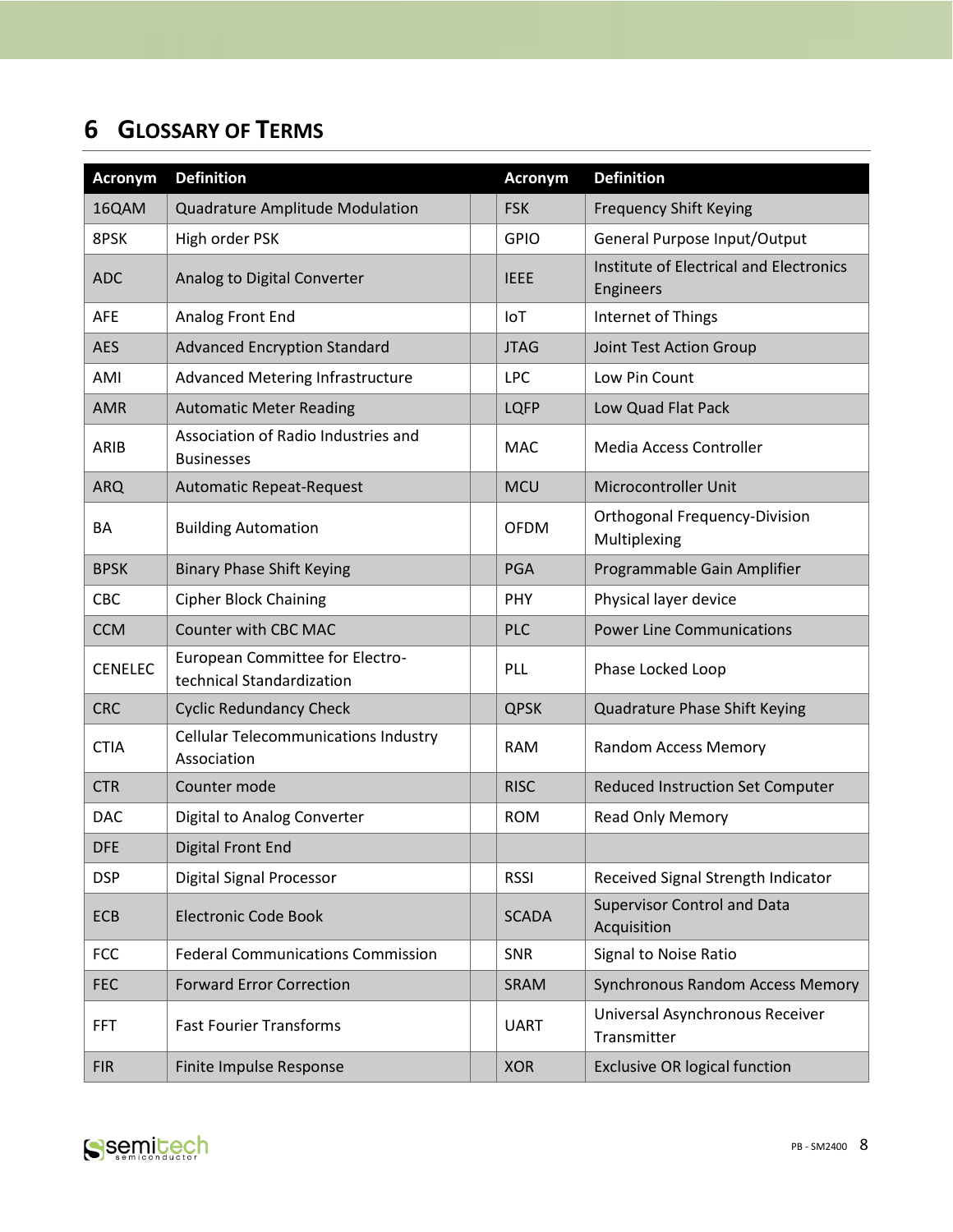# 6 Glossary of Terms

| Acronym | Definition | | Acronym | Definition |
|---|---|---|---|---|
| 16QAM | Quadrature Amplitude Modulation | | FSK | Frequency Shift Keying |
| 8PSK | High order PSK | | GPIO | General Purpose Input/Output |
| ADC | Analog to Digital Converter | | IEEE | Institute of Electrical and Electronics Engineers |
| AFE | Analog Front End | | IoT | Internet of Things |
| AES | Advanced Encryption Standard | | JTAG | Joint Test Action Group |
| AMI | Advanced Metering Infrastructure | | LPC | Low Pin Count |
| AMR | Automatic Meter Reading | | LQFP | Low Quad Flat Pack |
| ARIB | Association of Radio Industries and Businesses | | MAC | Media Access Controller |
| ARQ | Automatic Repeat-Request | | MCU | Microcontroller Unit |
| BA | Building Automation | | OFDM | Orthogonal Frequency-Division Multiplexing |
| BPSK | Binary Phase Shift Keying | | PGA | Programmable Gain Amplifier |
| CBC | Cipher Block Chaining | | PHY | Physical layer device |
| CCM | Counter with CBC MAC | | PLC | Power Line Communications |
| CENELEC | European Committee for Electro-technical Standardization | | PLL | Phase Locked Loop |
| CRC | Cyclic Redundancy Check | | QPSK | Quadrature Phase Shift Keying |
| CTIA | Cellular Telecommunications Industry Association | | RAM | Random Access Memory |
| CTR | Counter mode | | RISC | Reduced Instruction Set Computer |
| DAC | Digital to Analog Converter | | ROM | Read Only Memory |
| DFE | Digital Front End | | | |
| DSP | Digital Signal Processor | | RSSI | Received Signal Strength Indicator |
| ECB | Electronic Code Book | | SCADA | Supervisor Control and Data Acquisition |
| FCC | Federal Communications Commission | | SNR | Signal to Noise Ratio |
| FEC | Forward Error Correction | | SRAM | Synchronous Random Access Memory |
| FFT | Fast Fourier Transforms | | UART | Universal Asynchronous Receiver Transmitter |
| FIR | Finite Impulse Response | | XOR | Exclusive OR logical function |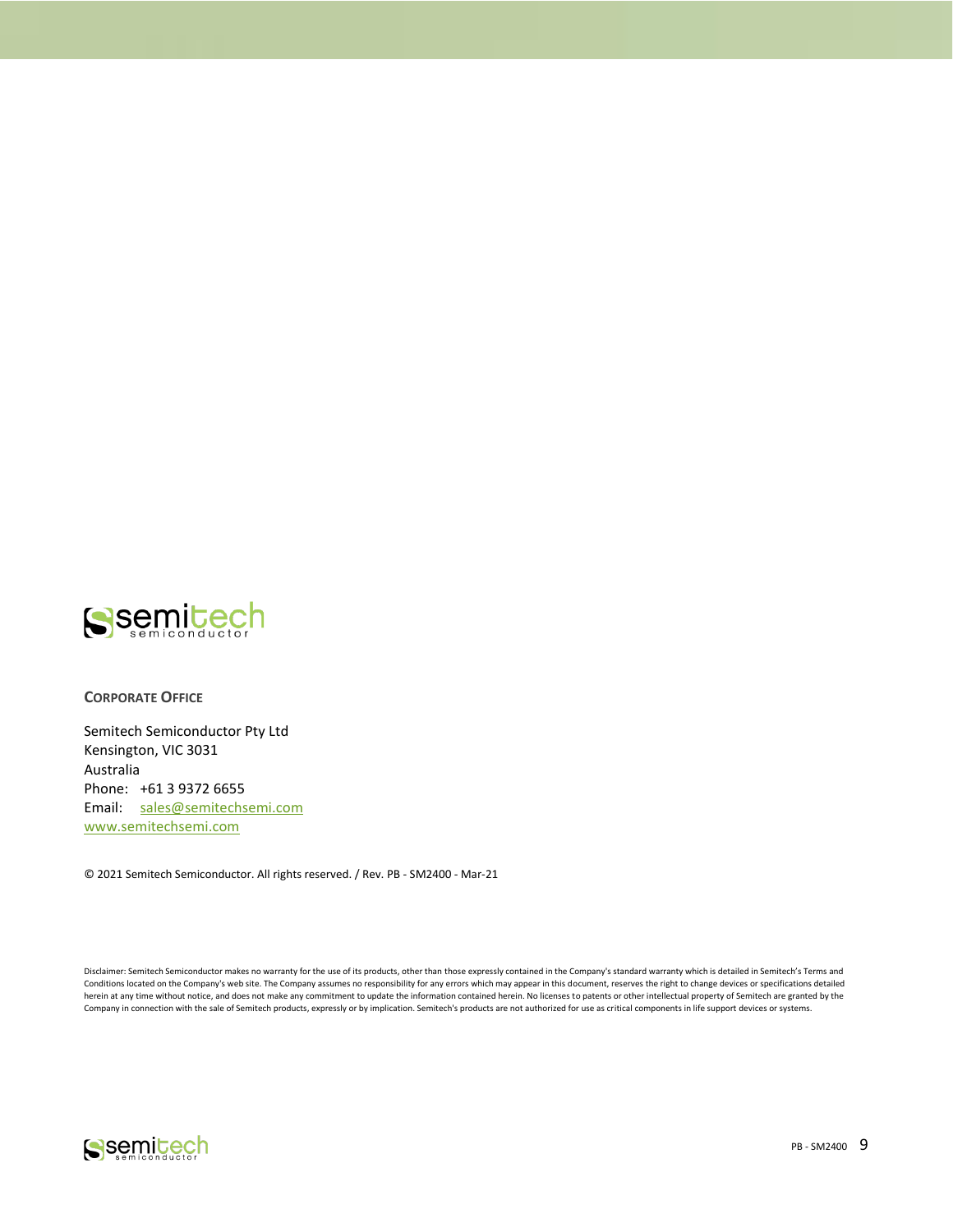**CORPORATE OFFICE**

Semitech Semiconductor Pty Ltd
Kensington, VIC 3031
Australia
Phone: +61 3 9372 6655
Email: sales@semitechsemi.com
www.semitechsemi.com

© 2021 Semitech Semiconductor. All rights reserved. / Rev. PB - SM2400 - Mar-21

Disclaimer: Semitech Semiconductor makes no warranty for the use of its products, other than those expressly contained in the Company's standard warranty which is detailed in Semitech's Terms and Conditions located on the Company's web site. The Company assumes no responsibility for any errors which may appear in this document, reserves the right to change devices or specifications detailed herein at any time without notice, and does not make any commitment to update the information contained herein. No licenses to patents or other intellectual property of Semitech are granted by the Company in connection with the sale of Semitech products, expressly or by implication. Semitech's products are not authorized for use as critical components in life support devices or systems.